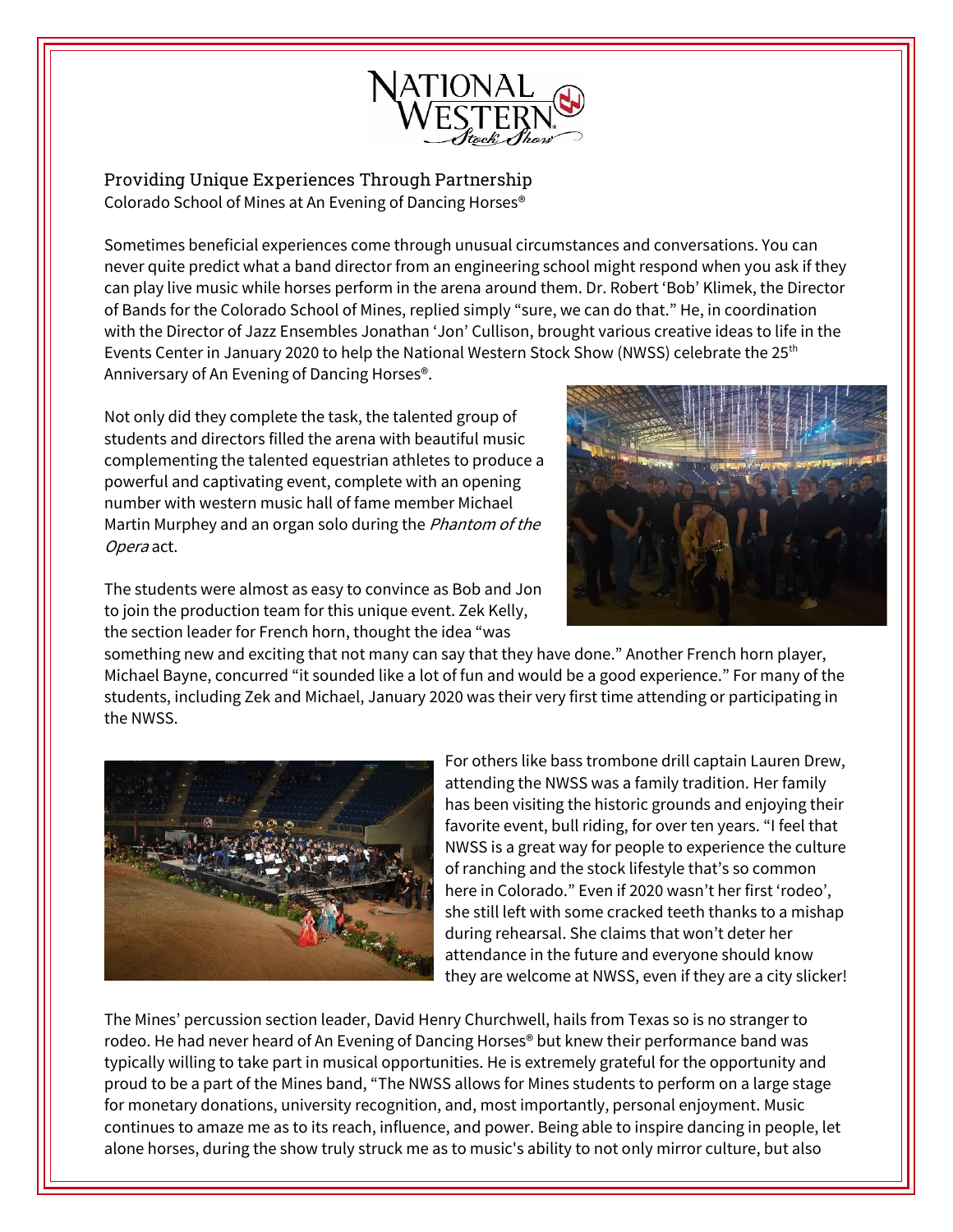# Providing Unique Experiences Through Partnership

Colorado School of Mines at An Evening of Dancing Horses®

Sometimes beneficial experiences come through unusual circumstances and conversations. You can never quite predict what a band director from an engineering school might respond when you ask if they can play live music while horses perform in the arena around them. Dr. Robert 'Bob' Klimek, the Director of Bands for the Colorado School of Mines, replied simply "sure, we can do that." He, in coordination with the Director of Jazz Ensembles Jonathan 'Jon' Cullison, brought various creative ideas to life in the Events Center in January 2020 to help the National Western Stock Show (NWSS) celebrate the 25th Anniversary of An Evening of Dancing Horses®.

Not only did they complete the task, the talented group of students and directors filled the arena with beautiful music complementing the talented equestrian athletes to produce a powerful and captivating event, complete with an opening number with western music hall of fame member Michael Martin Murphey and an organ solo during the *Phantom of the Opera* act.

The students were almost as easy to convince as Bob and Jon to join the production team for this unique event. Zek Kelly, the section leader for French horn, thought the idea "was something new and exciting that not many can say that they have done." Another French horn player, Michael Bayne, concurred "it sounded like a lot of fun and would be a good experience." For many of the students, including Zek and Michael, January 2020 was their very first time attending or participating in the NWSS.

For others like bass trombone drill captain Lauren Drew, attending the NWSS was a family tradition. Her family has been visiting the historic grounds and enjoying their favorite event, bull riding, for over ten years. "I feel that NWSS is a great way for people to experience the culture of ranching and the stock lifestyle that's so common here in Colorado." Even if 2020 wasn't her first 'rodeo', she still left with some cracked teeth thanks to a mishap during rehearsal. She claims that won't deter her attendance in the future and everyone should know they are welcome at NWSS, even if they are a city slicker!

The Mines' percussion section leader, David Henry Churchwell, hails from Texas so is no stranger to rodeo. He had never heard of An Evening of Dancing Horses® but knew their performance band was typically willing to take part in musical opportunities. He is extremely grateful for the opportunity and proud to be a part of the Mines band, "The NWSS allows for Mines students to perform on a large stage for monetary donations, university recognition, and, most importantly, personal enjoyment. Music continues to amaze me as to its reach, influence, and power. Being able to inspire dancing in people, let alone horses, during the show truly struck me as to music's ability to not only mirror culture, but also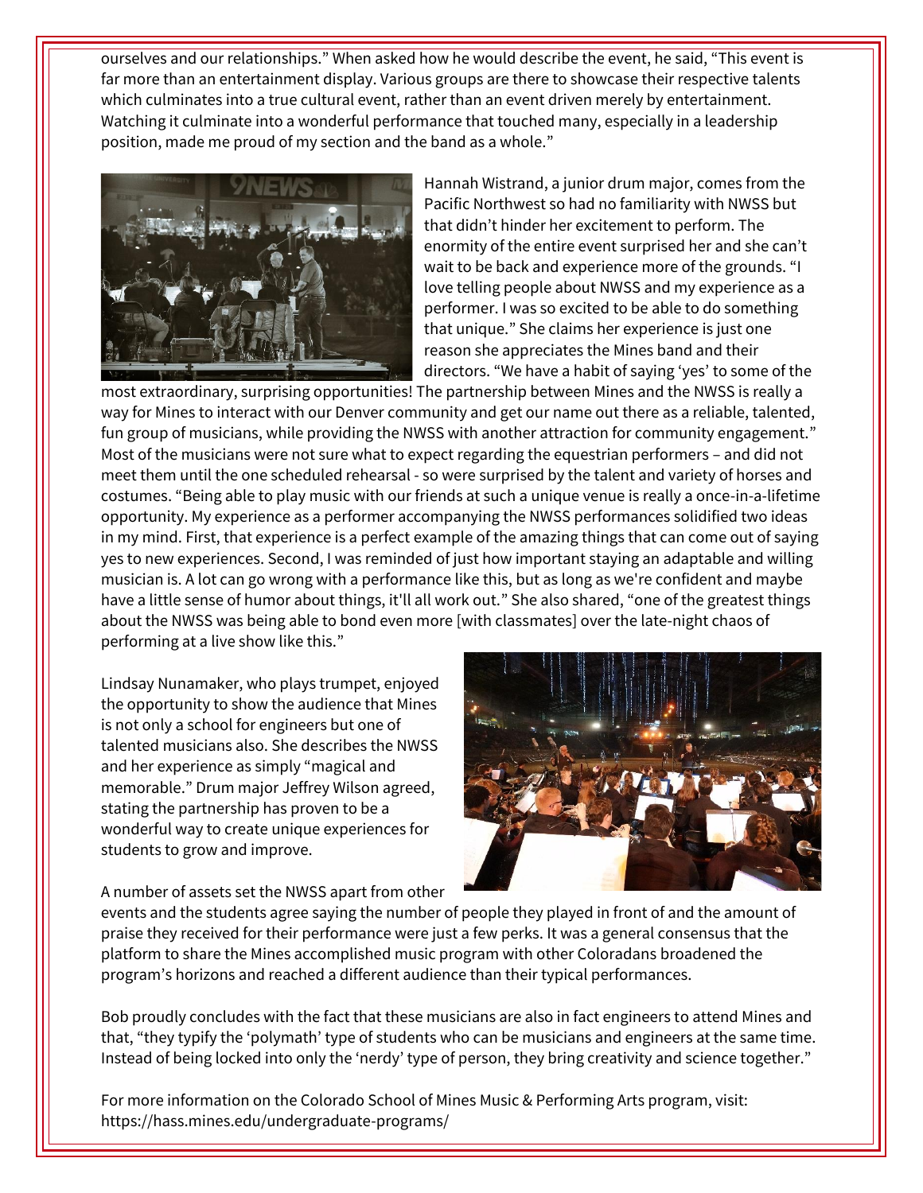ourselves and our relationships." When asked how he would describe the event, he said, "This event is far more than an entertainment display. Various groups are there to showcase their respective talents which culminates into a true cultural event, rather than an event driven merely by entertainment. Watching it culminate into a wonderful performance that touched many, especially in a leadership position, made me proud of my section and the band as a whole."

Hannah Wistrand, a junior drum major, comes from the Pacific Northwest so had no familiarity with NWSS but that didn't hinder her excitement to perform. The enormity of the entire event surprised her and she can't wait to be back and experience more of the grounds. "I love telling people about NWSS and my experience as a performer. I was so excited to be able to do something that unique." She claims her experience is just one reason she appreciates the Mines band and their directors. "We have a habit of saying 'yes' to some of the most extraordinary, surprising opportunities! The partnership between Mines and the NWSS is really a way for Mines to interact with our Denver community and get our name out there as a reliable, talented, fun group of musicians, while providing the NWSS with another attraction for community engagement." Most of the musicians were not sure what to expect regarding the equestrian performers – and did not meet them until the one scheduled rehearsal - so were surprised by the talent and variety of horses and costumes. "Being able to play music with our friends at such a unique venue is really a once-in-a-lifetime opportunity. My experience as a performer accompanying the NWSS performances solidified two ideas in my mind. First, that experience is a perfect example of the amazing things that can come out of saying yes to new experiences. Second, I was reminded of just how important staying an adaptable and willing musician is. A lot can go wrong with a performance like this, but as long as we're confident and maybe have a little sense of humor about things, it'll all work out." She also shared, "one of the greatest things about the NWSS was being able to bond even more [with classmates] over the late-night chaos of performing at a live show like this."

Lindsay Nunamaker, who plays trumpet, enjoyed the opportunity to show the audience that Mines is not only a school for engineers but one of talented musicians also. She describes the NWSS and her experience as simply "magical and memorable." Drum major Jeffrey Wilson agreed, stating the partnership has proven to be a wonderful way to create unique experiences for students to grow and improve.

A number of assets set the NWSS apart from other events and the students agree saying the number of people they played in front of and the amount of praise they received for their performance were just a few perks. It was a general consensus that the platform to share the Mines accomplished music program with other Coloradans broadened the program's horizons and reached a different audience than their typical performances.

Bob proudly concludes with the fact that these musicians are also in fact engineers to attend Mines and that, "they typify the 'polymath' type of students who can be musicians and engineers at the same time. Instead of being locked into only the 'nerdy' type of person, they bring creativity and science together."

For more information on the Colorado School of Mines Music & Performing Arts program, visit: https://hass.mines.edu/undergraduate-programs/